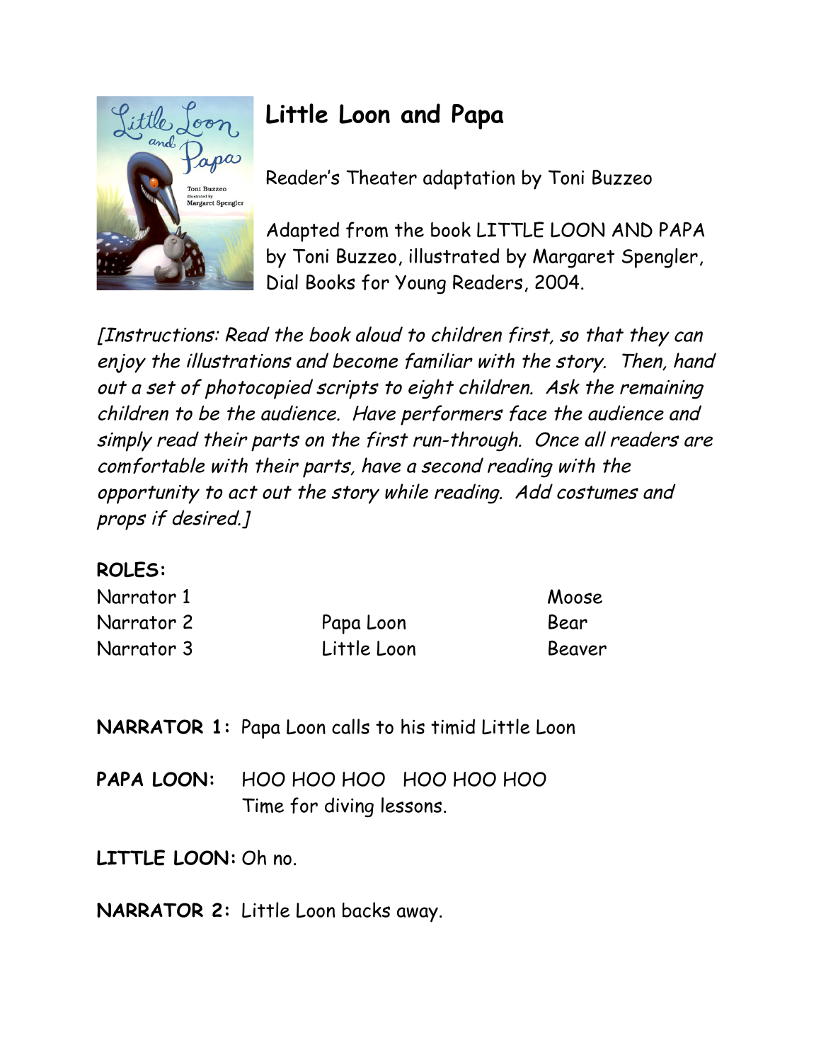# Little Loon and Papa

Reader's Theater adaptation by Toni Buzzeo

Adapted from the book LITTLE LOON AND PAPA by Toni Buzzeo, illustrated by Margaret Spengler, Dial Books for Young Readers, 2004.

*[Instructions: Read the book aloud to children first, so that they can enjoy the illustrations and become familiar with the story. Then, hand out a set of photocopied scripts to eight children. Ask the remaining children to be the audience. Have performers face the audience and simply read their parts on the first run-through. Once all readers are comfortable with their parts, have a second reading with the opportunity to act out the story while reading. Add costumes and props if desired.]*

**ROLES:**

| | | |
|---|---|---|
| Narrator 1 | | Moose |
| Narrator 2 | Papa Loon | Bear |
| Narrator 3 | Little Loon | Beaver |

**NARRATOR 1:** Papa Loon calls to his timid Little Loon

**PAPA LOON:** HOO HOO HOO HOO HOO HOO
Time for diving lessons.

**LITTLE LOON:** Oh no.

**NARRATOR 2:** Little Loon backs away.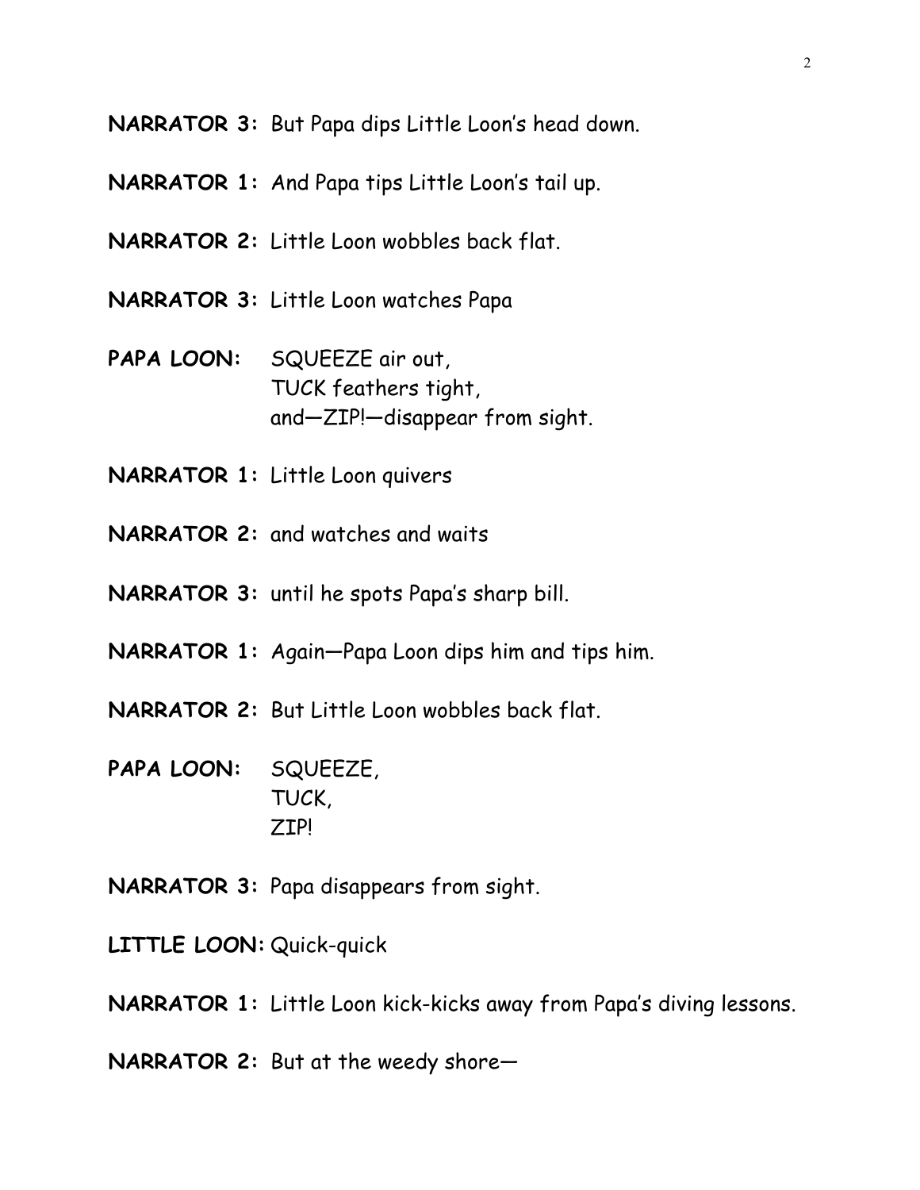**NARRATOR 3:** But Papa dips Little Loon's head down.

**NARRATOR 1:** And Papa tips Little Loon's tail up.

**NARRATOR 2:** Little Loon wobbles back flat.

**NARRATOR 3:** Little Loon watches Papa

**PAPA LOON:** SQUEEZE air out,
TUCK feathers tight,
and—ZIP!—disappear from sight.

**NARRATOR 1:** Little Loon quivers

**NARRATOR 2:** and watches and waits

**NARRATOR 3:** until he spots Papa's sharp bill.

**NARRATOR 1:** Again—Papa Loon dips him and tips him.

**NARRATOR 2:** But Little Loon wobbles back flat.

**PAPA LOON:** SQUEEZE,
TUCK,
ZIP!

**NARRATOR 3:** Papa disappears from sight.

**LITTLE LOON:** Quick-quick

**NARRATOR 1:** Little Loon kick-kicks away from Papa's diving lessons.

**NARRATOR 2:** But at the weedy shore—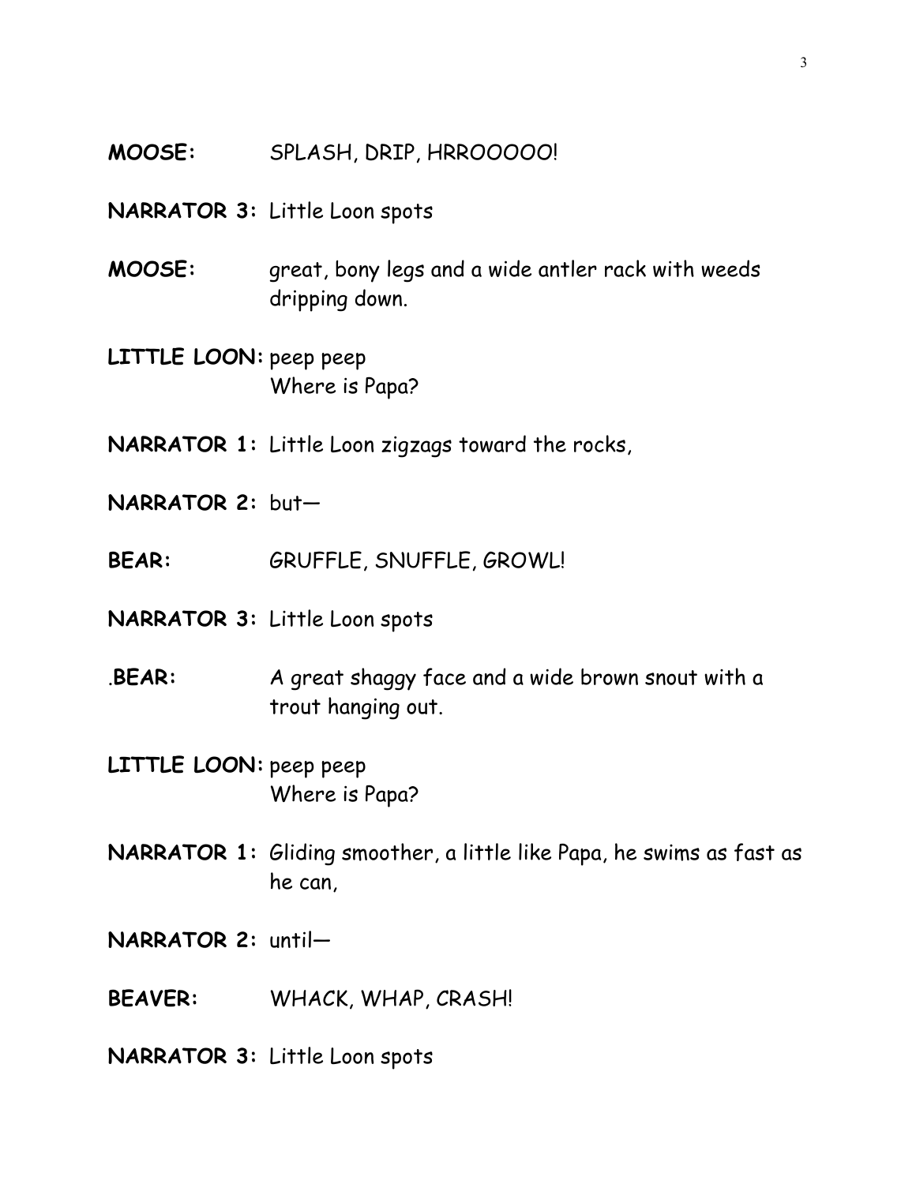**MOOSE:** SPLASH, DRIP, HRROOOOO!

**NARRATOR 3:** Little Loon spots

**MOOSE:** great, bony legs and a wide antler rack with weeds dripping down.

**LITTLE LOON:** peep peep
Where is Papa?

**NARRATOR 1:** Little Loon zigzags toward the rocks,

**NARRATOR 2:** but—

**BEAR:** GRUFFLE, SNUFFLE, GROWL!

**NARRATOR 3:** Little Loon spots

.**BEAR:** A great shaggy face and a wide brown snout with a trout hanging out.

**LITTLE LOON:** peep peep
Where is Papa?

**NARRATOR 1:** Gliding smoother, a little like Papa, he swims as fast as he can,

**NARRATOR 2:** until—

**BEAVER:** WHACK, WHAP, CRASH!

**NARRATOR 3:** Little Loon spots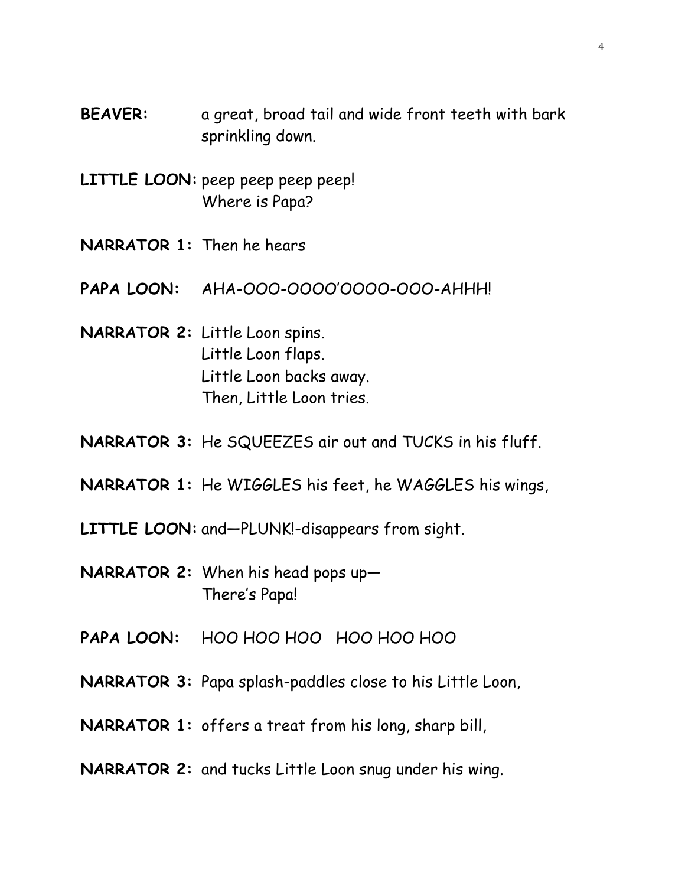**BEAVER:** a great, broad tail and wide front teeth with bark sprinkling down.

**LITTLE LOON:** peep peep peep peep!
Where is Papa?

**NARRATOR 1:** Then he hears

**PAPA LOON:** *AHA-OOO-OOOO'OOOO-OOO-AHHH!*

**NARRATOR 2:** Little Loon spins.
Little Loon flaps.
Little Loon backs away.
Then, Little Loon tries.

**NARRATOR 3:** He SQUEEZES air out and TUCKS in his fluff.

**NARRATOR 1:** He WIGGLES his feet, he WAGGLES his wings,

**LITTLE LOON:** and—PLUNK!-disappears from sight.

**NARRATOR 2:** When his head pops up—
There's Papa!

**PAPA LOON:** *HOO HOO HOO   HOO HOO HOO*

**NARRATOR 3:** Papa splash-paddles close to his Little Loon,

**NARRATOR 1:** offers a treat from his long, sharp bill,

**NARRATOR 2:** and tucks Little Loon snug under his wing.